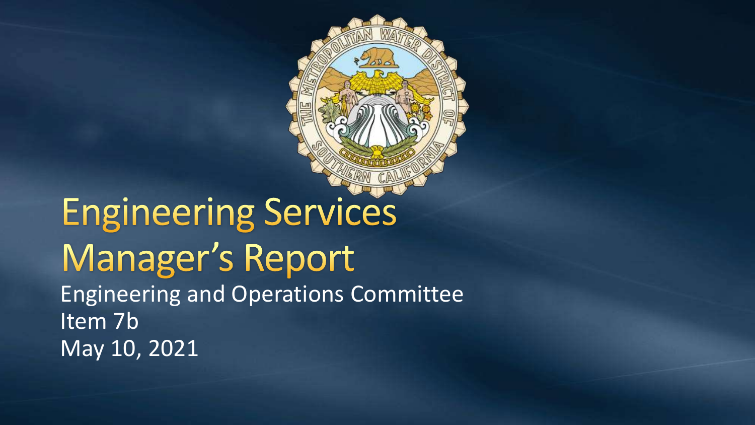# Engineering Services Manager's Report

Engineering and Operations Committee
Item 7b
May 10, 2021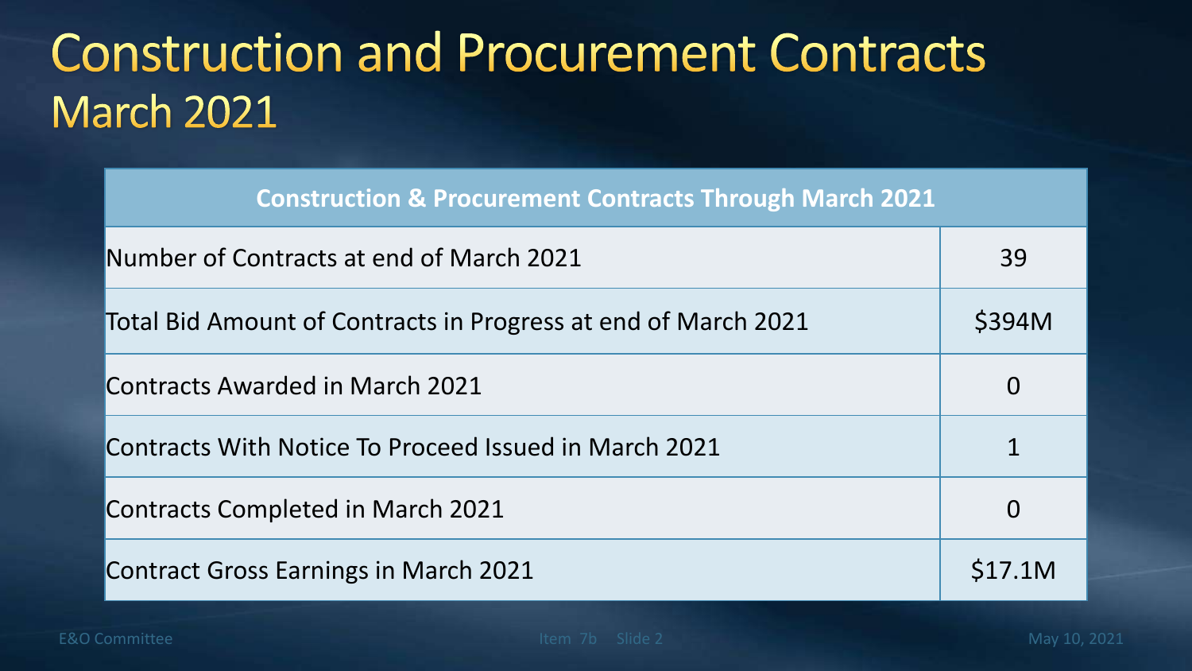# Construction and Procurement Contracts
## March 2021

| Construction & Procurement Contracts Through March 2021 | |
|---|---|
| Number of Contracts at end of March 2021 | 39 |
| Total Bid Amount of Contracts in Progress at end of March 2021 | $394M |
| Contracts Awarded in March 2021 | 0 |
| Contracts With Notice To Proceed Issued in March 2021 | 1 |
| Contracts Completed in March 2021 | 0 |
| Contract Gross Earnings in March 2021 | $17.1M |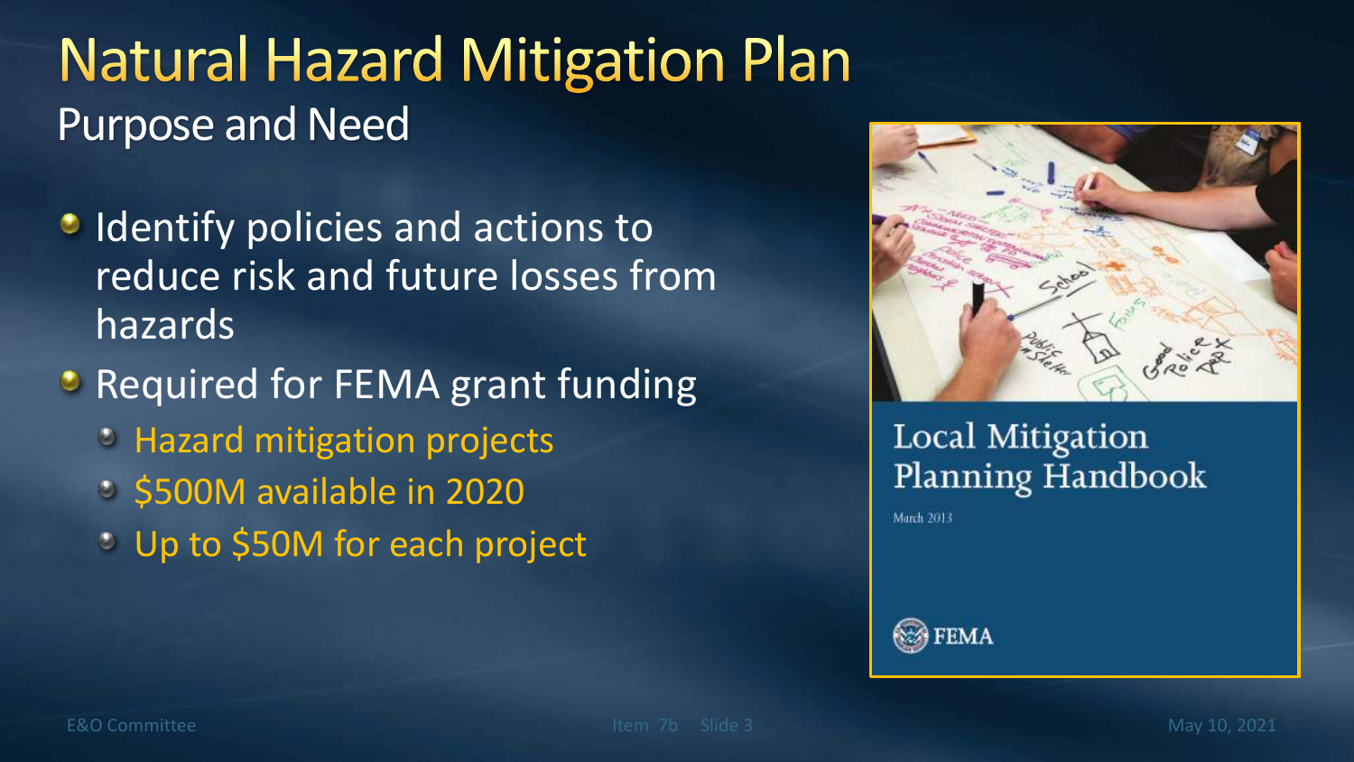# Natural Hazard Mitigation Plan

## Purpose and Need

- Identify policies and actions to reduce risk and future losses from hazards
- Required for FEMA grant funding
  - Hazard mitigation projects
  - $500M available in 2020
  - Up to $50M for each project

Local Mitigation Planning Handbook

March 2013

FEMA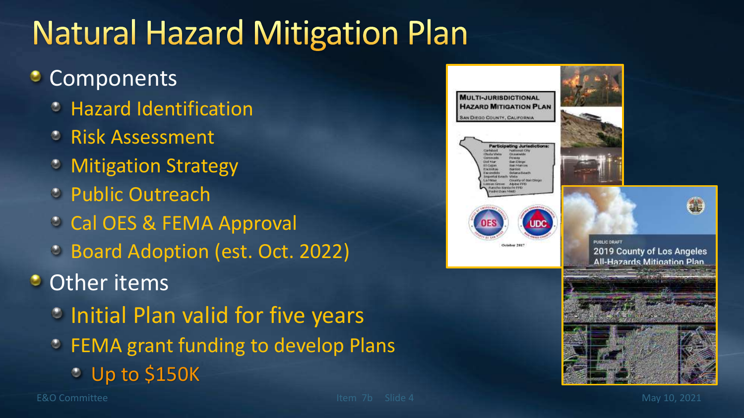# Natural Hazard Mitigation Plan

- Components
  - Hazard Identification
  - Risk Assessment
  - Mitigation Strategy
  - Public Outreach
  - Cal OES & FEMA Approval
  - Board Adoption (est. Oct. 2022)
- Other items
  - Initial Plan valid for five years
  - FEMA grant funding to develop Plans
    - Up to $150K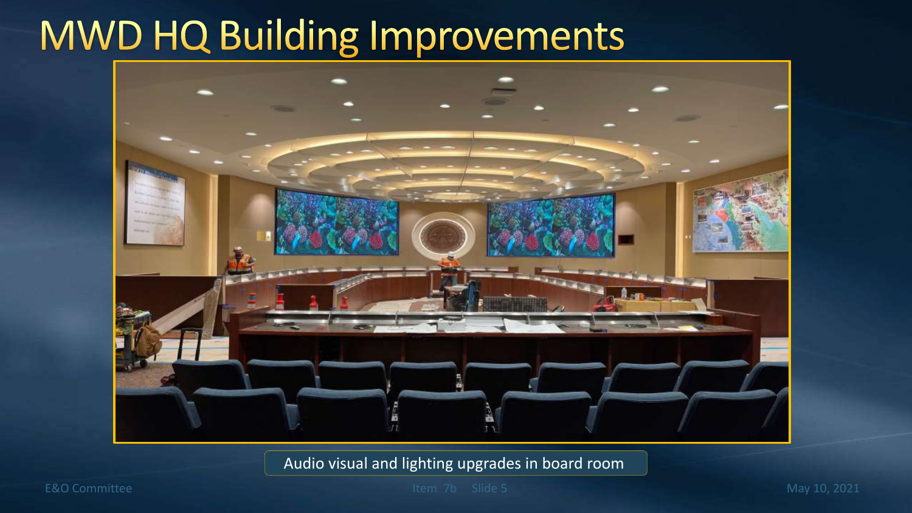# MWD HQ Building Improvements

Audio visual and lighting upgrades in board room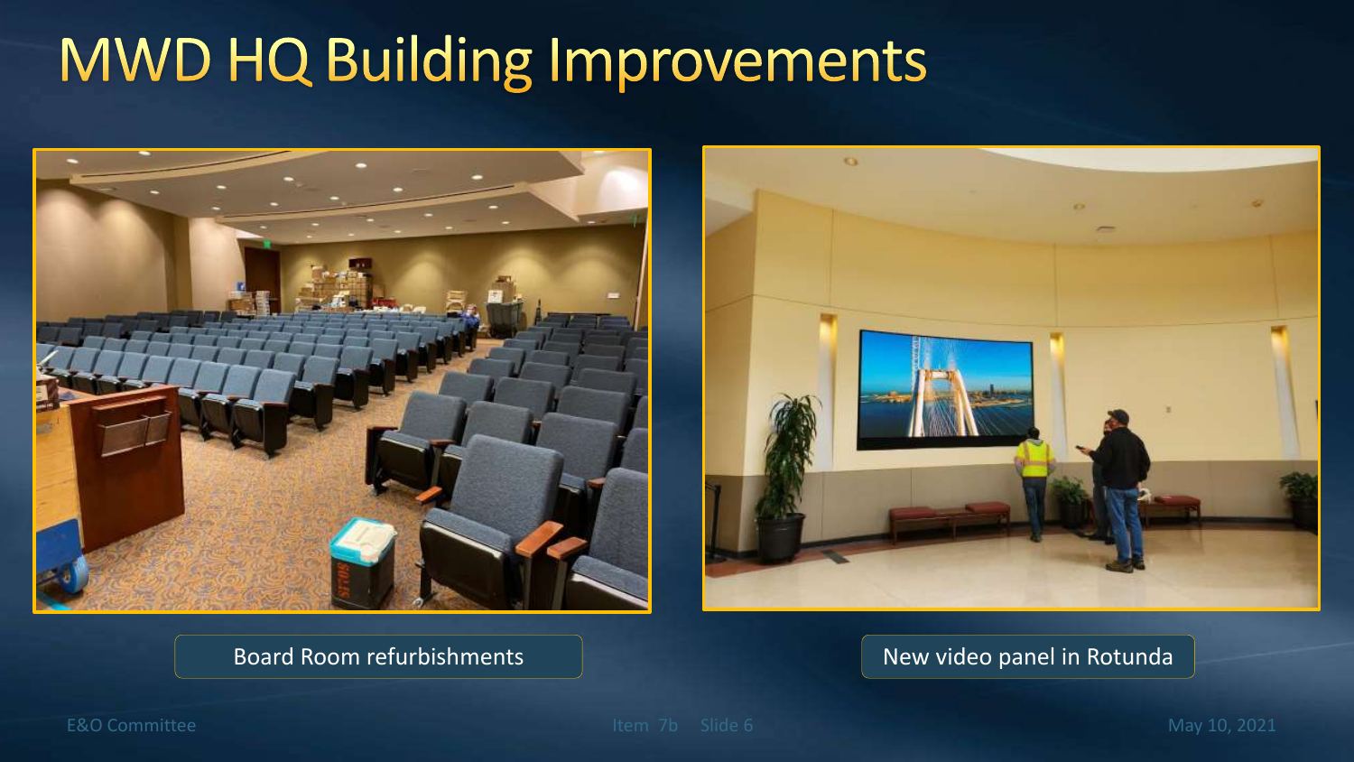# MWD HQ Building Improvements

Board Room refurbishments

New video panel in Rotunda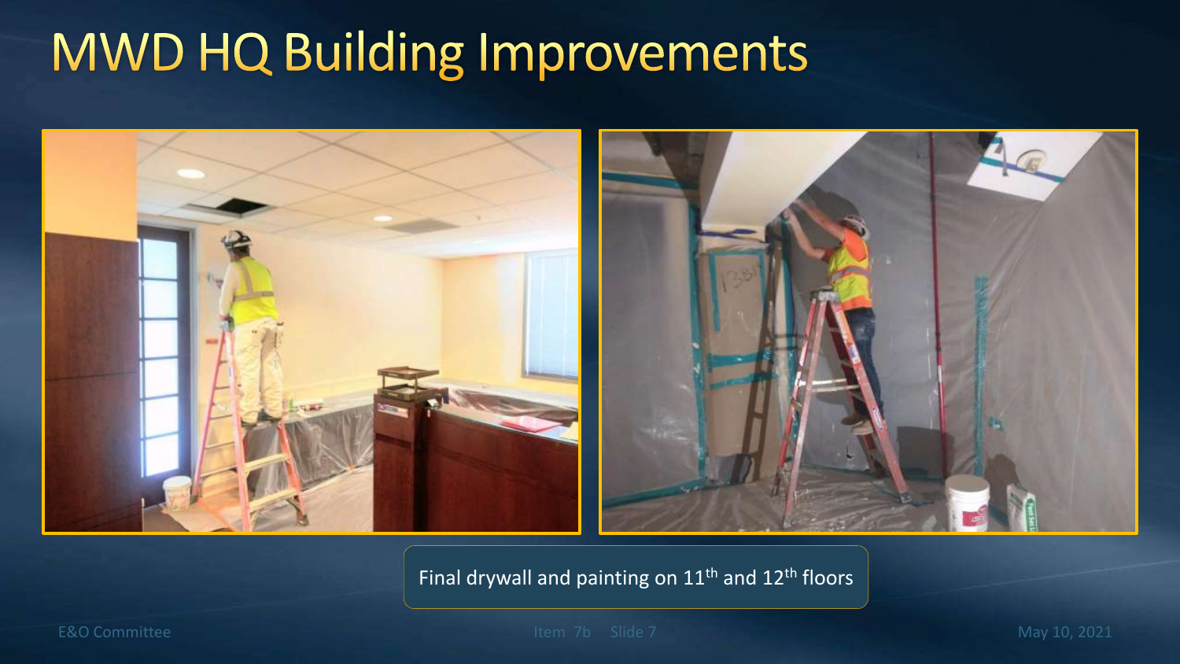# MWD HQ Building Improvements

Final drywall and painting on 11th and 12th floors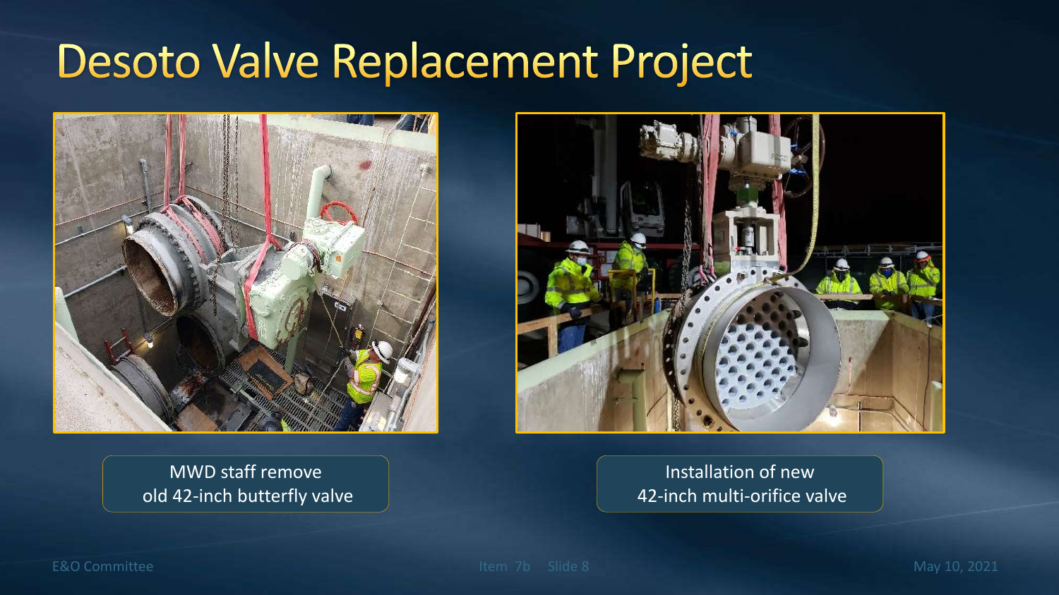# Desoto Valve Replacement Project

MWD staff remove
old 42-inch butterfly valve

Installation of new
42-inch multi-orifice valve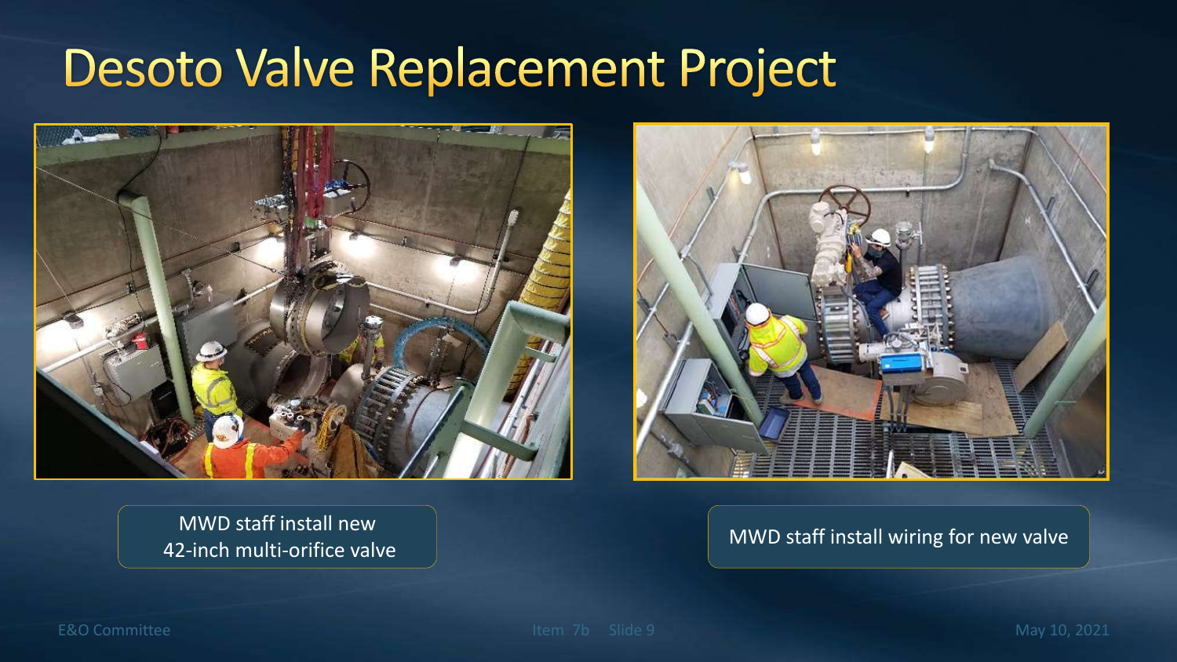# Desoto Valve Replacement Project

MWD staff install new 42-inch multi-orifice valve

MWD staff install wiring for new valve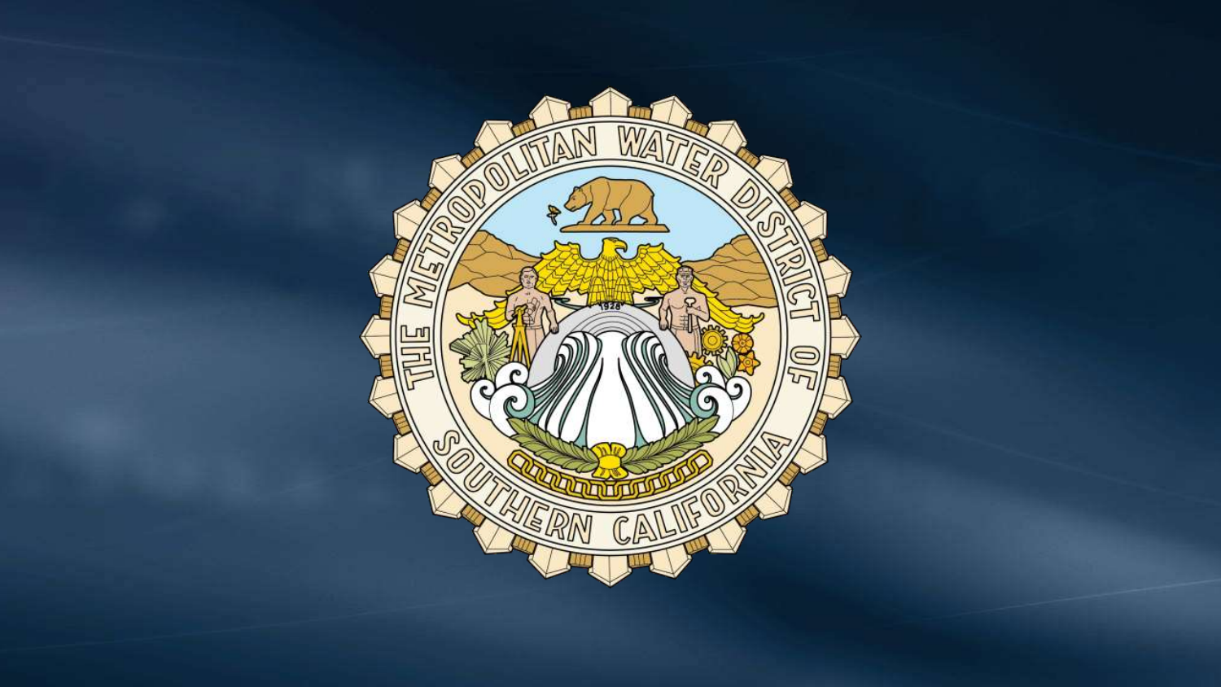THE METROPOLITAN WATER DISTRICT OF SOUTHERN CALIFORNIA